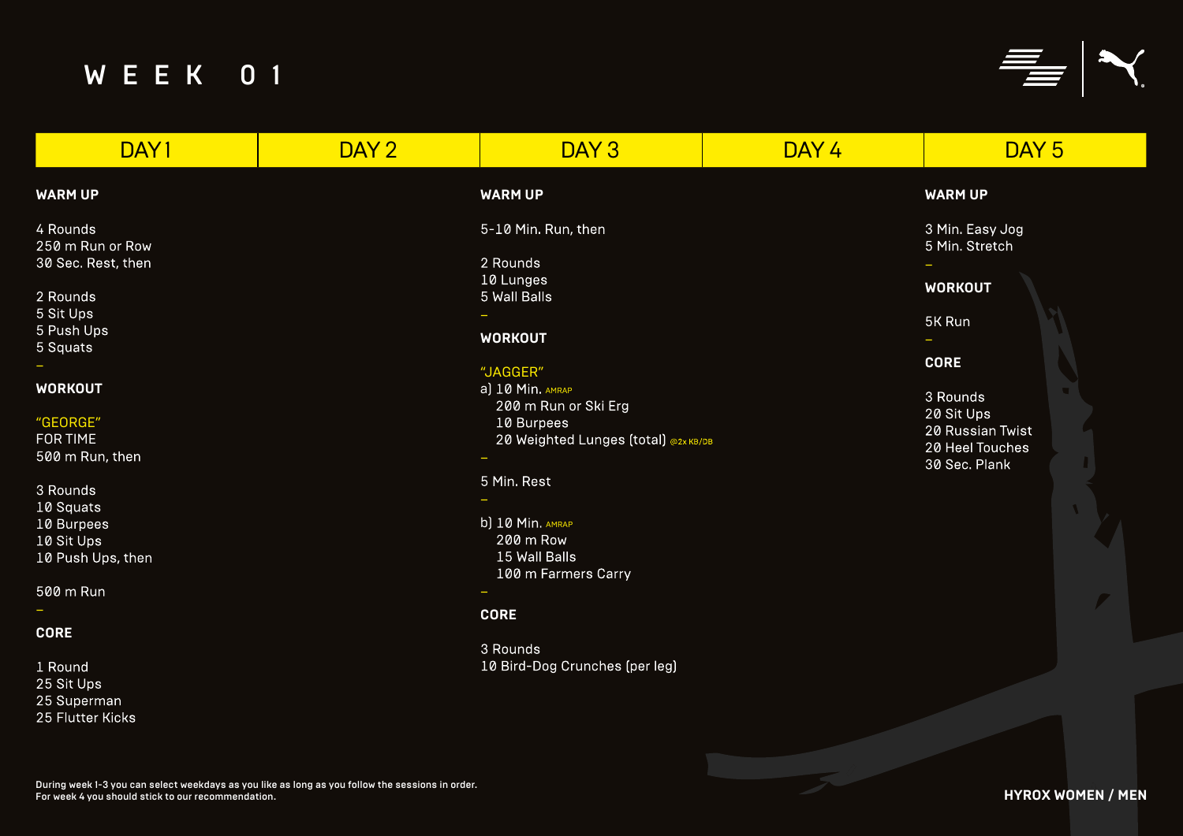# WEEK 01

## DAY 1

**WARM UP**

4 Rounds
250 m Run or Row
30 Sec. Rest, then

2 Rounds
5 Sit Ups
5 Push Ups
5 Squats

–

**WORKOUT**

"GEORGE"
FOR TIME
500 m Run, then

3 Rounds
10 Squats
10 Burpees
10 Sit Ups
10 Push Ups, then

500 m Run

–

**CORE**

1 Round
25 Sit Ups
25 Superman
25 Flutter Kicks

## DAY 2

## DAY 3

**WARM UP**

5-10 Min. Run, then

2 Rounds
10 Lunges
5 Wall Balls

–

**WORKOUT**

"JAGGER"
a) 10 Min. AMRAP
200 m Run or Ski Erg
10 Burpees
20 Weighted Lunges (total) @2x KB/DB

–

5 Min. Rest

–

b) 10 Min. AMRAP
200 m Row
15 Wall Balls
100 m Farmers Carry

–

**CORE**

3 Rounds
10 Bird-Dog Crunches (per leg)

## DAY 4

## DAY 5

**WARM UP**

3 Min. Easy Jog
5 Min. Stretch

–

**WORKOUT**

5K Run

–

**CORE**

3 Rounds
20 Sit Ups
20 Russian Twist
20 Heel Touches
30 Sec. Plank

During week 1-3 you can select weekdays as you like as long as you follow the sessions in order.
For week 4 you should stick to our recommendation.

HYROX WOMEN / MEN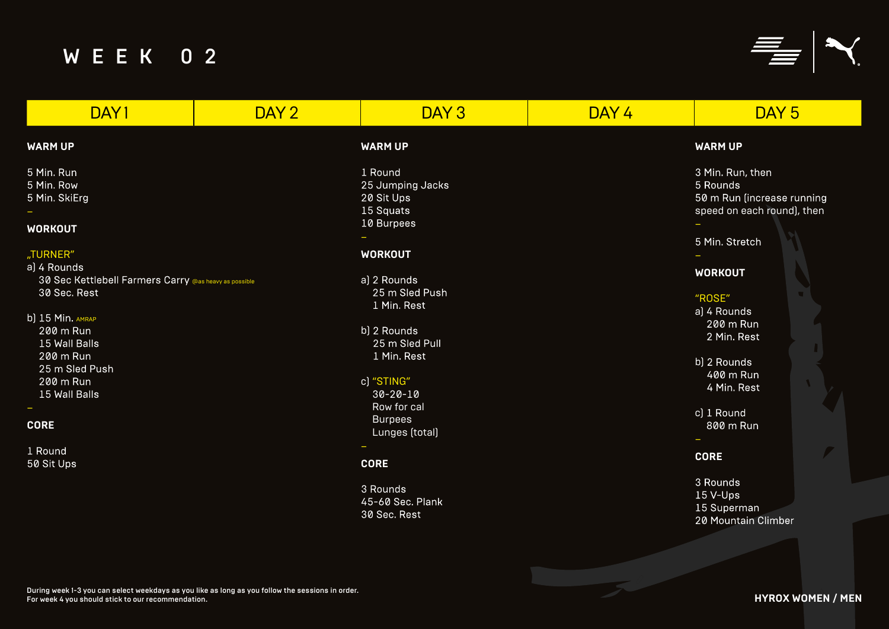# WEEK 02

## DAY 1

**WARM UP**

5 Min. Run
5 Min. Row
5 Min. SkiErg

–

**WORKOUT**

„TURNER"

a) 4 Rounds
   30 Sec Kettlebell Farmers Carry @as heavy as possible
   30 Sec. Rest

b) 15 Min. AMRAP
   200 m Run
   15 Wall Balls
   200 m Run
   25 m Sled Push
   200 m Run
   15 Wall Balls

–

**CORE**

1 Round
50 Sit Ups

## DAY 2

## DAY 3

**WARM UP**

1 Round
25 Jumping Jacks
20 Sit Ups
15 Squats
10 Burpees

–

**WORKOUT**

a) 2 Rounds
   25 m Sled Push
   1 Min. Rest

b) 2 Rounds
   25 m Sled Pull
   1 Min. Rest

c) "STING"
   30-20-10
   Row for cal
   Burpees
   Lunges (total)

–

**CORE**

3 Rounds
45-60 Sec. Plank
30 Sec. Rest

## DAY 4

## DAY 5

**WARM UP**

3 Min. Run, then
5 Rounds
50 m Run (increase running speed on each round), then

–

5 Min. Stretch

–

**WORKOUT**

"ROSE"

a) 4 Rounds
   200 m Run
   2 Min. Rest

b) 2 Rounds
   400 m Run
   4 Min. Rest

c) 1 Round
   800 m Run

–

**CORE**

3 Rounds
15 V-Ups
15 Superman
20 Mountain Climber

During week 1-3 you can select weekdays as you like as long as you follow the sessions in order.
For week 4 you should stick to our recommendation.

HYROX WOMEN / MEN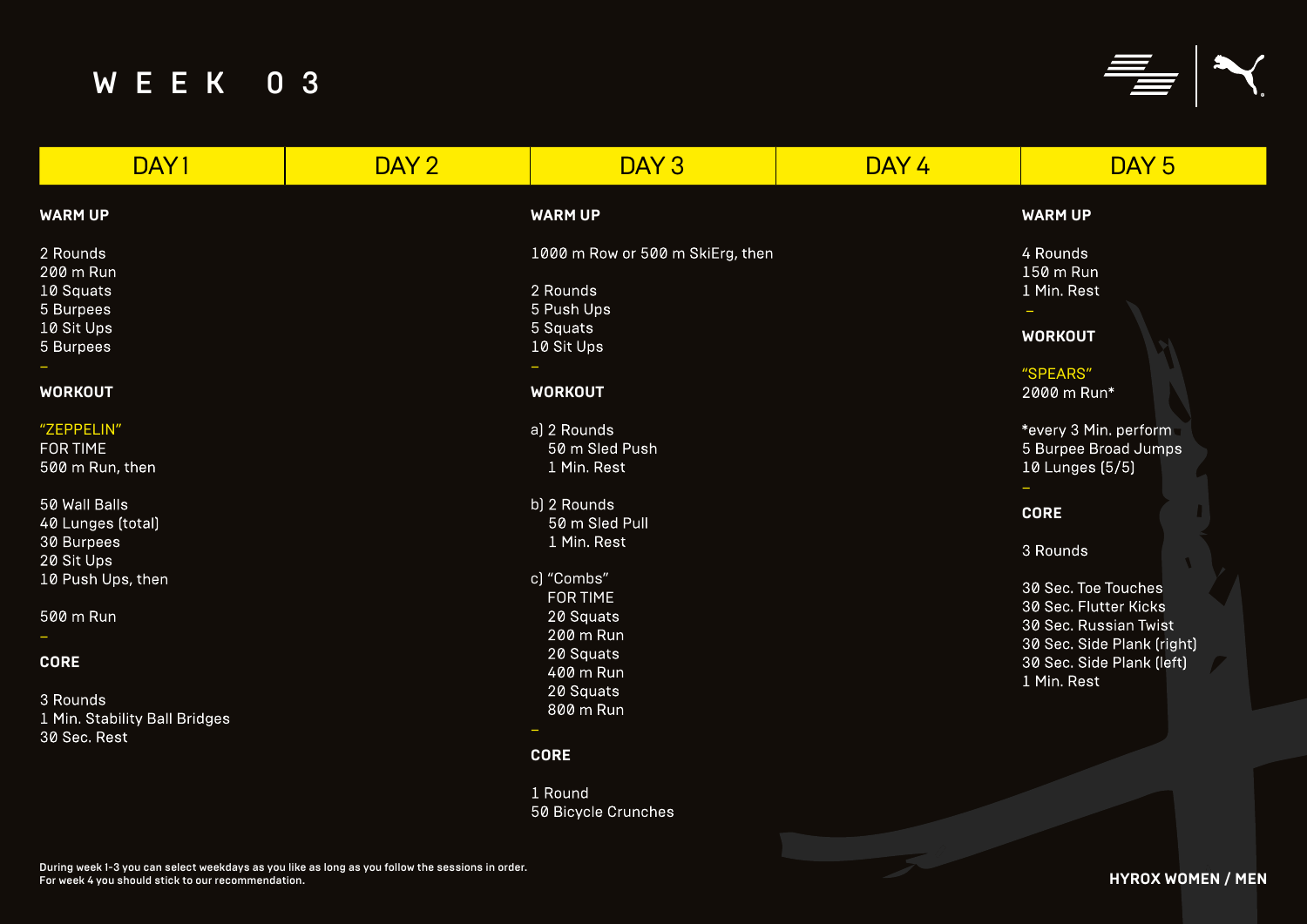# WEEK 03

## DAY 1

**WARM UP**

2 Rounds
200 m Run
10 Squats
5 Burpees
10 Sit Ups
5 Burpees

–

**WORKOUT**

"ZEPPELIN"
FOR TIME
500 m Run, then

50 Wall Balls
40 Lunges (total)
30 Burpees
20 Sit Ups
10 Push Ups, then

500 m Run

–

**CORE**

3 Rounds
1 Min. Stability Ball Bridges
30 Sec. Rest

## DAY 2

## DAY 3

**WARM UP**

1000 m Row or 500 m SkiErg, then

2 Rounds
5 Push Ups
5 Squats
10 Sit Ups

–

**WORKOUT**

a) 2 Rounds
50 m Sled Push
1 Min. Rest

b) 2 Rounds
50 m Sled Pull
1 Min. Rest

c) "Combs"
FOR TIME
20 Squats
200 m Run
20 Squats
400 m Run
20 Squats
800 m Run

–

**CORE**

1 Round
50 Bicycle Crunches

## DAY 4

## DAY 5

**WARM UP**

4 Rounds
150 m Run
1 Min. Rest

–

**WORKOUT**

"SPEARS"
2000 m Run*

*every 3 Min. perform
5 Burpee Broad Jumps
10 Lunges (5/5)

–

**CORE**

3 Rounds

30 Sec. Toe Touches
30 Sec. Flutter Kicks
30 Sec. Russian Twist
30 Sec. Side Plank (right)
30 Sec. Side Plank (left)
1 Min. Rest

During week 1-3 you can select weekdays as you like as long as you follow the sessions in order.
For week 4 you should stick to our recommendation.

HYROX WOMEN / MEN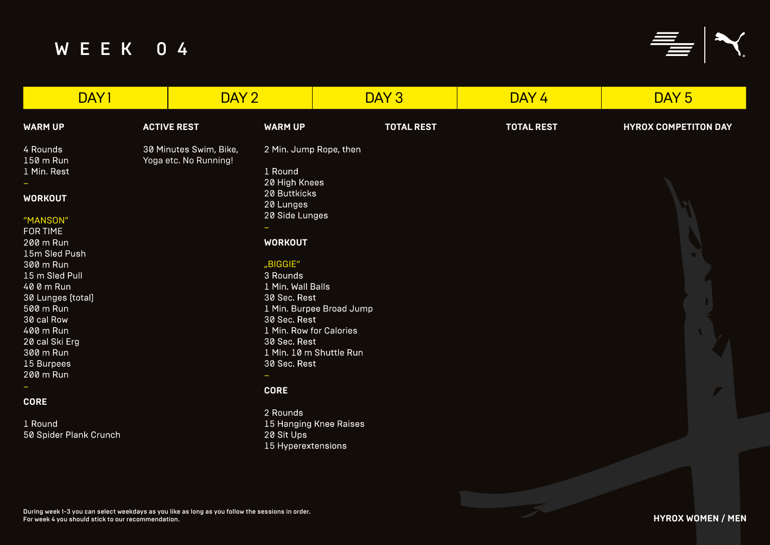# WEEK 04

## DAY 1

**WARM UP**

4 Rounds
150 m Run
1 Min. Rest

–

**WORKOUT**

"MANSON"
FOR TIME
200 m Run
15m Sled Push
300 m Run
15 m Sled Pull
40 0 m Run
30 Lunges (total)
500 m Run
30 cal Row
400 m Run
20 cal Ski Erg
300 m Run
15 Burpees
200 m Run

–

**CORE**

1 Round
50 Spider Plank Crunch

## DAY 2

**ACTIVE REST**

30 Minutes Swim, Bike, Yoga etc. No Running!

## DAY 3

**WARM UP**

2 Min. Jump Rope, then

1 Round
20 High Knees
20 Buttkicks
20 Lunges
20 Side Lunges

–

**WORKOUT**

„BIGGIE"
3 Rounds
1 Min. Wall Balls
30 Sec. Rest
1 Min. Burpee Broad Jump
30 Sec. Rest
1 Min. Row for Calories
30 Sec. Rest
1 Min. 10 m Shuttle Run
30 Sec. Rest

–

**CORE**

2 Rounds
15 Hanging Knee Raises
20 Sit Ups
15 Hyperextensions

**TOTAL REST**

## DAY 4

**TOTAL REST**

## DAY 5

**HYROX COMPETITON DAY**

During week 1-3 you can select weekdays as you like as long as you follow the sessions in order.
For week 4 you should stick to our recommendation.

HYROX WOMEN / MEN